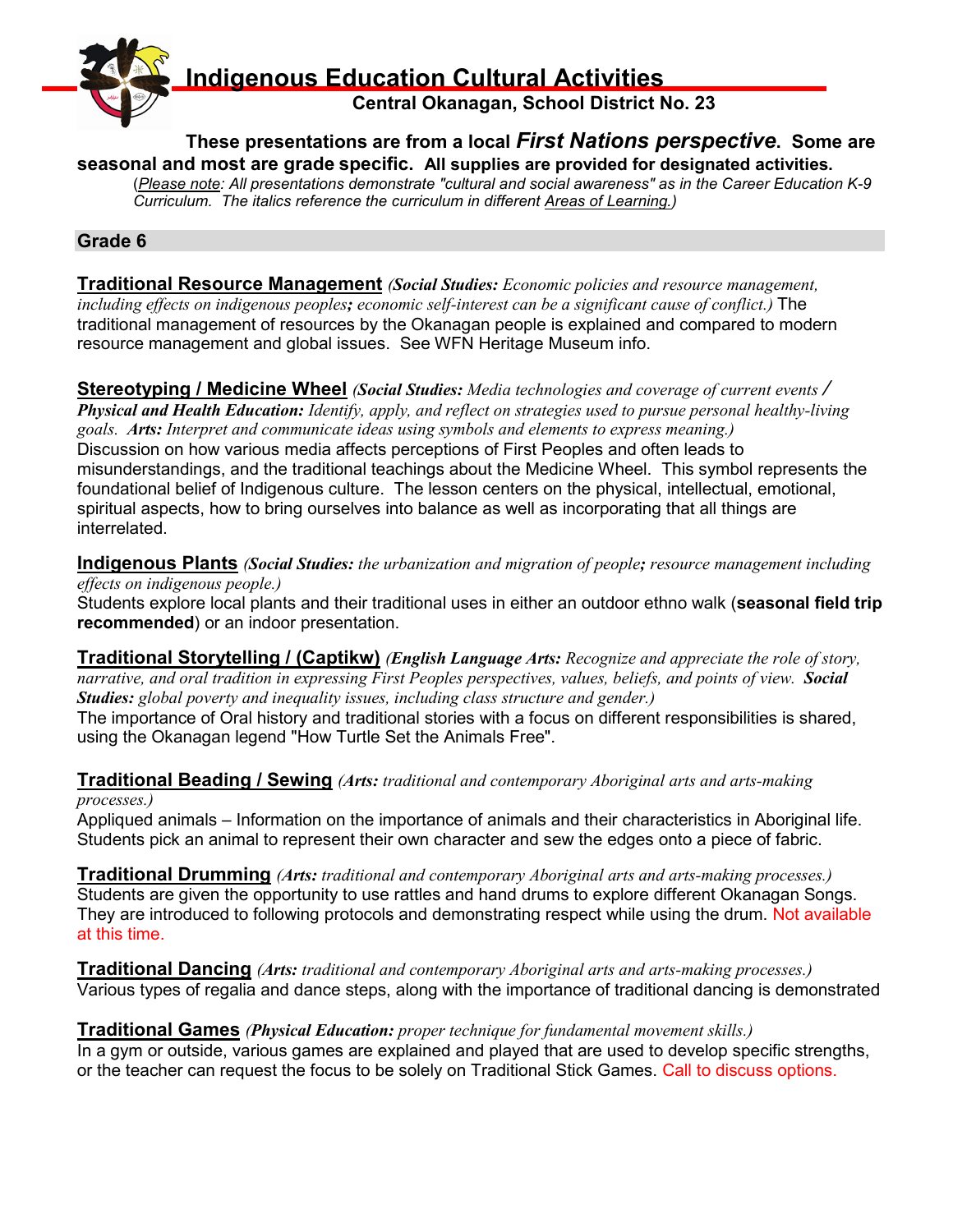# Indigenous Education Cultural Activities

**Central Okanagan, School District No. 23**

**These presentations are from a local *First Nations perspective*. Some are seasonal and most are grade specific. All supplies are provided for designated activities.**

*(Please note: All presentations demonstrate "cultural and social awareness" as in the Career Education K-9 Curriculum. The italics reference the curriculum in different Areas of Learning.)*

## Grade 6

**Traditional Resource Management** *(**Social Studies:** Economic policies and resource management, including effects on indigenous peoples; economic self-interest can be a significant cause of conflict.)* The traditional management of resources by the Okanagan people is explained and compared to modern resource management and global issues. See WFN Heritage Museum info.

**Stereotyping / Medicine Wheel** *(**Social Studies:** Media technologies and coverage of current events / **Physical and Health Education:** Identify, apply, and reflect on strategies used to pursue personal healthy-living goals. **Arts:** Interpret and communicate ideas using symbols and elements to express meaning.)*
Discussion on how various media affects perceptions of First Peoples and often leads to misunderstandings, and the traditional teachings about the Medicine Wheel. This symbol represents the foundational belief of Indigenous culture. The lesson centers on the physical, intellectual, emotional, spiritual aspects, how to bring ourselves into balance as well as incorporating that all things are interrelated.

**Indigenous Plants** *(**Social Studies:** the urbanization and migration of people; resource management including effects on indigenous people.)*
Students explore local plants and their traditional uses in either an outdoor ethno walk (**seasonal field trip recommended**) or an indoor presentation.

**Traditional Storytelling / (Captikw)** *(**English Language Arts:** Recognize and appreciate the role of story, narrative, and oral tradition in expressing First Peoples perspectives, values, beliefs, and points of view. **Social Studies:** global poverty and inequality issues, including class structure and gender.)*
The importance of Oral history and traditional stories with a focus on different responsibilities is shared, using the Okanagan legend "How Turtle Set the Animals Free".

**Traditional Beading / Sewing** *(**Arts:** traditional and contemporary Aboriginal arts and arts-making processes.)*
Appliqued animals – Information on the importance of animals and their characteristics in Aboriginal life. Students pick an animal to represent their own character and sew the edges onto a piece of fabric.

**Traditional Drumming** *(**Arts:** traditional and contemporary Aboriginal arts and arts-making processes.)*
Students are given the opportunity to use rattles and hand drums to explore different Okanagan Songs. They are introduced to following protocols and demonstrating respect while using the drum. Not available at this time.

**Traditional Dancing** *(**Arts:** traditional and contemporary Aboriginal arts and arts-making processes.)*
Various types of regalia and dance steps, along with the importance of traditional dancing is demonstrated

**Traditional Games** *(**Physical Education:** proper technique for fundamental movement skills.)*
In a gym or outside, various games are explained and played that are used to develop specific strengths, or the teacher can request the focus to be solely on Traditional Stick Games. Call to discuss options.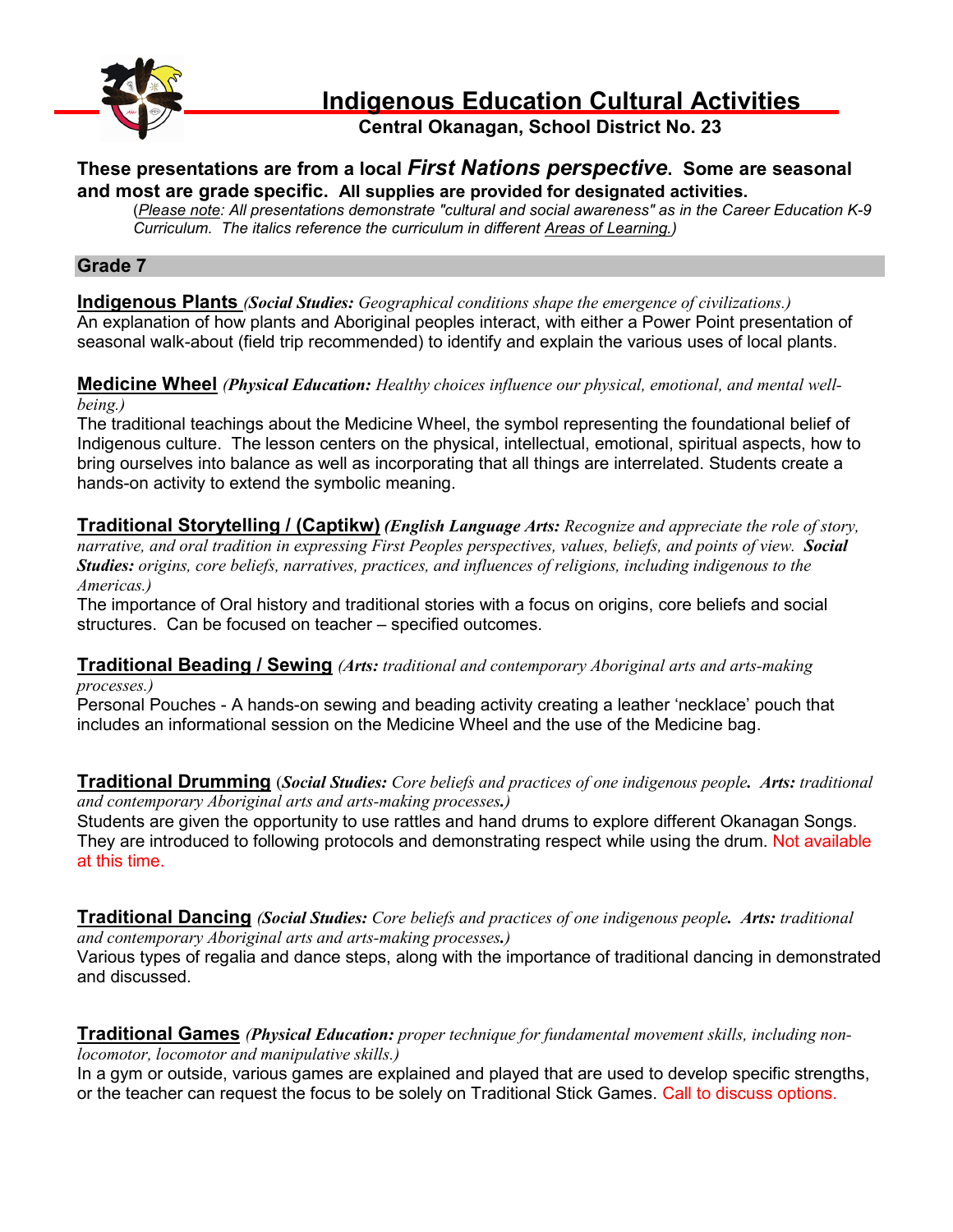# Indigenous Education Cultural Activities

**Central Okanagan, School District No. 23**

**These presentations are from a local *First Nations perspective*. Some are seasonal and most are grade specific. All supplies are provided for designated activities.**

(Please note: *All presentations demonstrate "cultural and social awareness" as in the Career Education K-9 Curriculum. The italics reference the curriculum in different Areas of Learning.*)

## Grade 7

**Indigenous Plants** *(**Social Studies:** Geographical conditions shape the emergence of civilizations.)*
An explanation of how plants and Aboriginal peoples interact, with either a Power Point presentation of seasonal walk-about (field trip recommended) to identify and explain the various uses of local plants.

**Medicine Wheel** *(**Physical Education:** Healthy choices influence our physical, emotional, and mental well-being.)*
The traditional teachings about the Medicine Wheel, the symbol representing the foundational belief of Indigenous culture. The lesson centers on the physical, intellectual, emotional, spiritual aspects, how to bring ourselves into balance as well as incorporating that all things are interrelated. Students create a hands-on activity to extend the symbolic meaning.

**Traditional Storytelling / (Captikw)** *(**English Language Arts:** Recognize and appreciate the role of story, narrative, and oral tradition in expressing First Peoples perspectives, values, beliefs, and points of view. **Social Studies:** origins, core beliefs, narratives, practices, and influences of religions, including indigenous to the Americas.)*
The importance of Oral history and traditional stories with a focus on origins, core beliefs and social structures. Can be focused on teacher – specified outcomes.

**Traditional Beading / Sewing** *(**Arts:** traditional and contemporary Aboriginal arts and arts-making processes.)*
Personal Pouches - A hands-on sewing and beading activity creating a leather 'necklace' pouch that includes an informational session on the Medicine Wheel and the use of the Medicine bag.

**Traditional Drumming** (*__Social Studies:__ Core beliefs and practices of one indigenous people. __Arts:__ traditional and contemporary Aboriginal arts and arts-making processes.*)
Students are given the opportunity to use rattles and hand drums to explore different Okanagan Songs. They are introduced to following protocols and demonstrating respect while using the drum. Not available at this time.

**Traditional Dancing** *(**Social Studies:** Core beliefs and practices of one indigenous people. **Arts:** traditional and contemporary Aboriginal arts and arts-making processes.)*
Various types of regalia and dance steps, along with the importance of traditional dancing in demonstrated and discussed.

**Traditional Games** *(**Physical Education:** proper technique for fundamental movement skills, including non-locomotor, locomotor and manipulative skills.)*
In a gym or outside, various games are explained and played that are used to develop specific strengths, or the teacher can request the focus to be solely on Traditional Stick Games. Call to discuss options.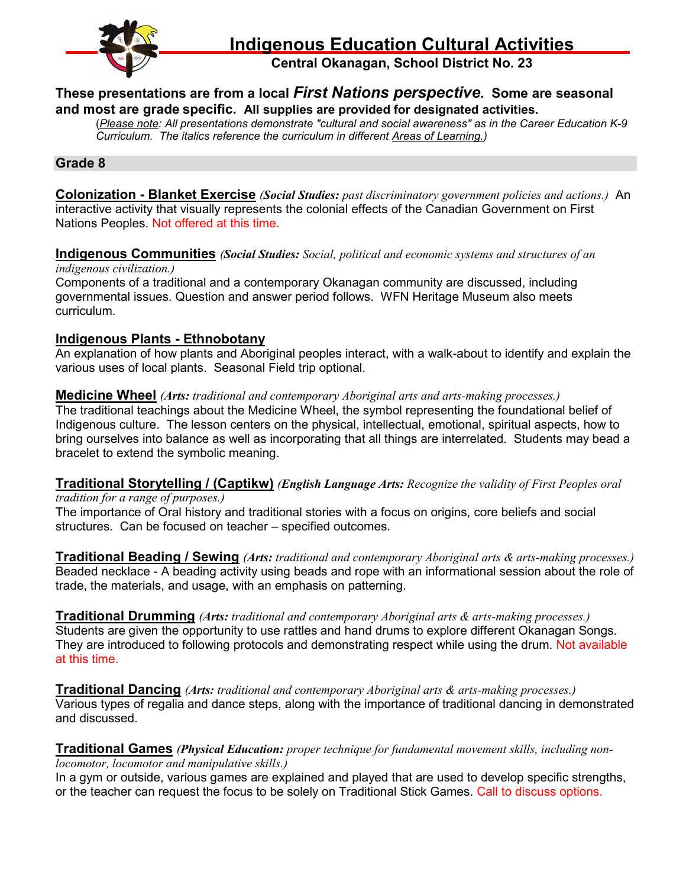# Indigenous Education Cultural Activities

**Central Okanagan, School District No. 23**

**These presentations are from a local *First Nations perspective*. Some are seasonal and most are grade specific. All supplies are provided for designated activities.**

(*Please note: All presentations demonstrate "cultural and social awareness" as in the Career Education K-9 Curriculum. The italics reference the curriculum in different Areas of Learning.*)

## Grade 8

**Colonization - Blanket Exercise** *(**Social Studies:** past discriminatory government policies and actions.)* An interactive activity that visually represents the colonial effects of the Canadian Government on First Nations Peoples. Not offered at this time.

**Indigenous Communities** *(**Social Studies:** Social, political and economic systems and structures of an indigenous civilization.)*
Components of a traditional and a contemporary Okanagan community are discussed, including governmental issues. Question and answer period follows. WFN Heritage Museum also meets curriculum.

**Indigenous Plants - Ethnobotany**
An explanation of how plants and Aboriginal peoples interact, with a walk-about to identify and explain the various uses of local plants. Seasonal Field trip optional.

**Medicine Wheel** *(**Arts:** traditional and contemporary Aboriginal arts and arts-making processes.)*
The traditional teachings about the Medicine Wheel, the symbol representing the foundational belief of Indigenous culture. The lesson centers on the physical, intellectual, emotional, spiritual aspects, how to bring ourselves into balance as well as incorporating that all things are interrelated. Students may bead a bracelet to extend the symbolic meaning.

**Traditional Storytelling / (Captikw)** *(**English Language Arts:** Recognize the validity of First Peoples oral tradition for a range of purposes.)*
The importance of Oral history and traditional stories with a focus on origins, core beliefs and social structures. Can be focused on teacher – specified outcomes.

**Traditional Beading / Sewing** *(**Arts:** traditional and contemporary Aboriginal arts & arts-making processes.)*
Beaded necklace - A beading activity using beads and rope with an informational session about the role of trade, the materials, and usage, with an emphasis on patterning.

**Traditional Drumming** *(**Arts:** traditional and contemporary Aboriginal arts & arts-making processes.)*
Students are given the opportunity to use rattles and hand drums to explore different Okanagan Songs. They are introduced to following protocols and demonstrating respect while using the drum. Not available at this time.

**Traditional Dancing** *(**Arts:** traditional and contemporary Aboriginal arts & arts-making processes.)*
Various types of regalia and dance steps, along with the importance of traditional dancing in demonstrated and discussed.

**Traditional Games** *(**Physical Education:** proper technique for fundamental movement skills, including non-locomotor, locomotor and manipulative skills.)*
In a gym or outside, various games are explained and played that are used to develop specific strengths, or the teacher can request the focus to be solely on Traditional Stick Games. Call to discuss options.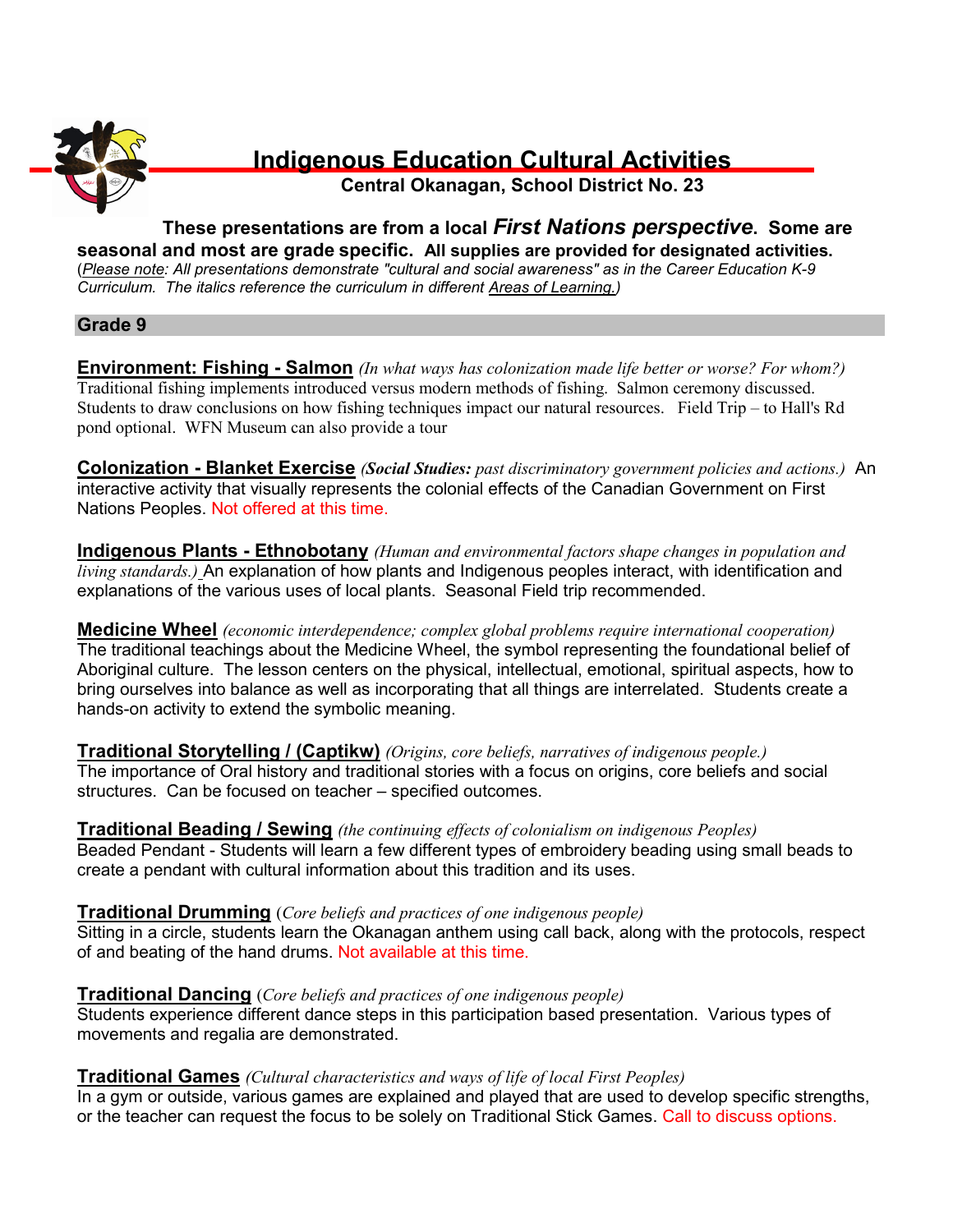# Indigenous Education Cultural Activities

**Central Okanagan, School District No. 23**

**These presentations are from a local *First Nations perspective*. Some are seasonal and most are grade specific. All supplies are provided for designated activities.**
(*Please note: All presentations demonstrate "cultural and social awareness" as in the Career Education K-9 Curriculum. The italics reference the curriculum in different Areas of Learning.*)

## Grade 9

**Environment: Fishing - Salmon** *(In what ways has colonization made life better or worse? For whom?)*
Traditional fishing implements introduced versus modern methods of fishing. Salmon ceremony discussed. Students to draw conclusions on how fishing techniques impact our natural resources. Field Trip – to Hall's Rd pond optional. WFN Museum can also provide a tour

**Colonization - Blanket Exercise** *(**Social Studies:** past discriminatory government policies and actions.)* An interactive activity that visually represents the colonial effects of the Canadian Government on First Nations Peoples. Not offered at this time.

**Indigenous Plants - Ethnobotany** *(Human and environmental factors shape changes in population and living standards.)* An explanation of how plants and Indigenous peoples interact, with identification and explanations of the various uses of local plants. Seasonal Field trip recommended.

**Medicine Wheel** *(economic interdependence; complex global problems require international cooperation)*
The traditional teachings about the Medicine Wheel, the symbol representing the foundational belief of Aboriginal culture. The lesson centers on the physical, intellectual, emotional, spiritual aspects, how to bring ourselves into balance as well as incorporating that all things are interrelated. Students create a hands-on activity to extend the symbolic meaning.

**Traditional Storytelling / (Captikw)** *(Origins, core beliefs, narratives of indigenous people.)*
The importance of Oral history and traditional stories with a focus on origins, core beliefs and social structures. Can be focused on teacher – specified outcomes.

**Traditional Beading / Sewing** *(the continuing effects of colonialism on indigenous Peoples)*
Beaded Pendant - Students will learn a few different types of embroidery beading using small beads to create a pendant with cultural information about this tradition and its uses.

**Traditional Drumming** (*Core beliefs and practices of one indigenous people*)
Sitting in a circle, students learn the Okanagan anthem using call back, along with the protocols, respect of and beating of the hand drums. Not available at this time.

**Traditional Dancing** (*Core beliefs and practices of one indigenous people*)
Students experience different dance steps in this participation based presentation. Various types of movements and regalia are demonstrated.

**Traditional Games** *(Cultural characteristics and ways of life of local First Peoples)*
In a gym or outside, various games are explained and played that are used to develop specific strengths, or the teacher can request the focus to be solely on Traditional Stick Games. Call to discuss options.